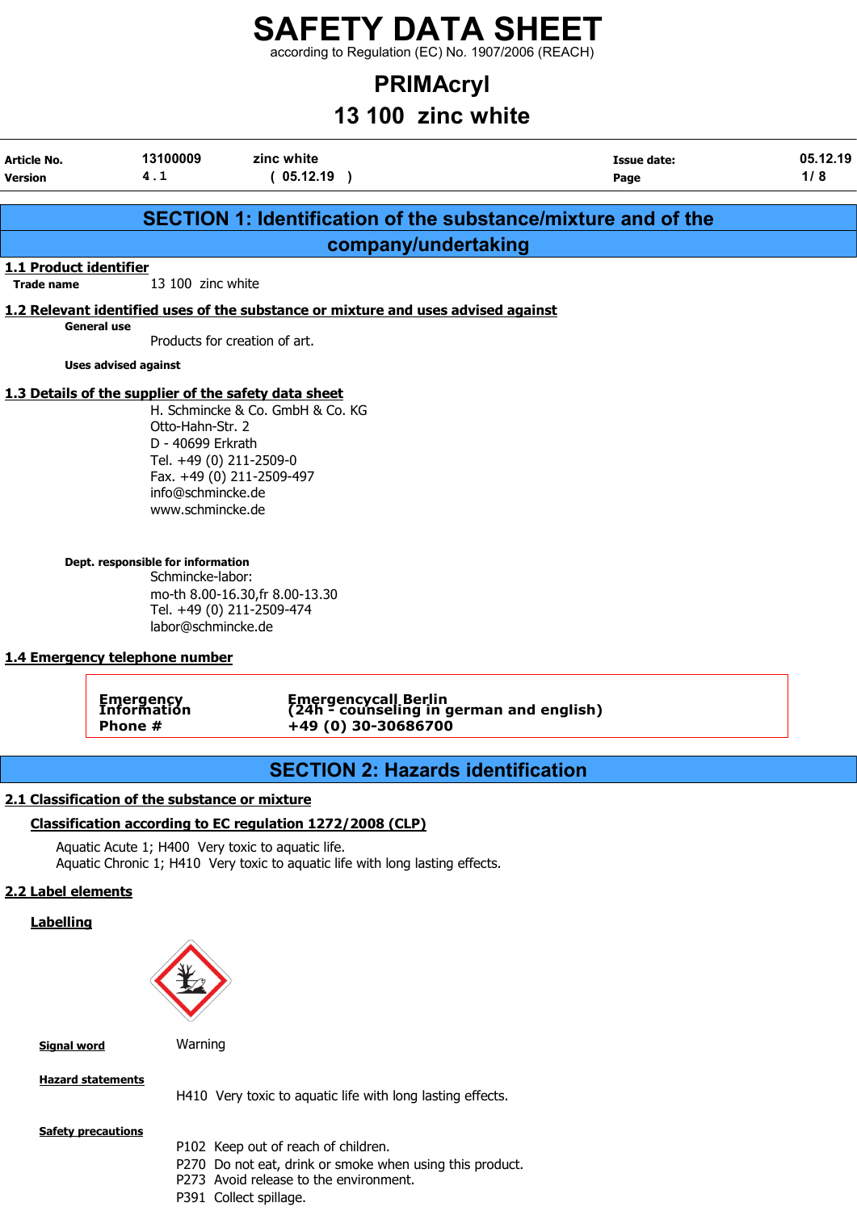# SAFETY DATA SHEET

according to Regulation (EC) No. 1907/2006 (REACH)

# PRIMAcryl

# 13 100 zinc white

| | | | | |
|---|---|---|---|---|
| **Article No.** | 13100009 | zinc white | **Issue date:** | 05.12.19 |
| **Version** | 4 . 1 | ( 05.12.19 ) | **Page** | 1/ 8 |

## SECTION 1: Identification of the substance/mixture and of the company/undertaking

### 1.1 Product identifier

**Trade name** 13 100 zinc white

### 1.2 Relevant identified uses of the substance or mixture and uses advised against

**General use**

Products for creation of art.

**Uses advised against**

### 1.3 Details of the supplier of the safety data sheet

H. Schmincke & Co. GmbH & Co. KG
Otto-Hahn-Str. 2
D - 40699 Erkrath
Tel. +49 (0) 211-2509-0
Fax. +49 (0) 211-2509-497
info@schmincke.de
www.schmincke.de

**Dept. responsible for information**

Schmincke-labor:
mo-th 8.00-16.30,fr 8.00-13.30
Tel. +49 (0) 211-2509-474
labor@schmincke.de

### 1.4 Emergency telephone number

| | |
|---|---|
| **Emergency Information Phone #** | **Emergencycall Berlin (24h - counseling in german and english) +49 (0) 30-30686700** |

## SECTION 2: Hazards identification

### 2.1 Classification of the substance or mixture

**Classification according to EC regulation 1272/2008 (CLP)**

Aquatic Acute 1; H400 Very toxic to aquatic life.
Aquatic Chronic 1; H410 Very toxic to aquatic life with long lasting effects.

### 2.2 Label elements

**Labelling**

**Signal word** Warning

**Hazard statements**

H410 Very toxic to aquatic life with long lasting effects.

**Safety precautions**

P102 Keep out of reach of children.
P270 Do not eat, drink or smoke when using this product.
P273 Avoid release to the environment.
P391 Collect spillage.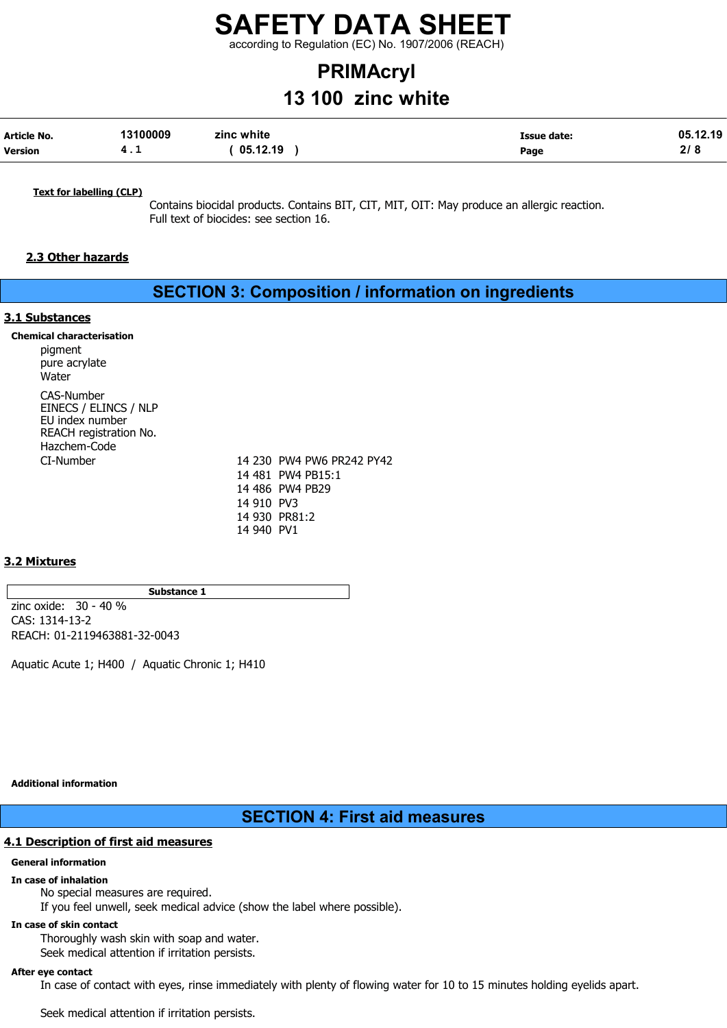**Text for labelling (CLP)**

Contains biocidal products. Contains BIT, CIT, MIT, OIT: May produce an allergic reaction.
Full text of biocides: see section 16.

### 2.3 Other hazards

## SECTION 3: Composition / information on ingredients

### 3.1 Substances

**Chemical characterisation**

pigment
pure acrylate
Water

| | |
|---|---|
| CAS-Number | |
| EINECS / ELINCS / NLP | |
| EU index number | |
| REACH registration No. | |
| Hazchem-Code | |
| CI-Number | 14 230 PW4 PW6 PR242 PY42 |
| | 14 481 PW4 PB15:1 |
| | 14 486 PW4 PB29 |
| | 14 910 PV3 |
| | 14 930 PR81:2 |
| | 14 940 PV1 |

### 3.2 Mixtures

**Substance 1**

zinc oxide: 30 - 40 %
CAS: 1314-13-2
REACH: 01-2119463881-32-0043

Aquatic Acute 1; H400 / Aquatic Chronic 1; H410

**Additional information**

## SECTION 4: First aid measures

### 4.1 Description of first aid measures

**General information**

**In case of inhalation**

No special measures are required.
If you feel unwell, seek medical advice (show the label where possible).

**In case of skin contact**

Thoroughly wash skin with soap and water.
Seek medical attention if irritation persists.

**After eye contact**

In case of contact with eyes, rinse immediately with plenty of flowing water for 10 to 15 minutes holding eyelids apart.

Seek medical attention if irritation persists.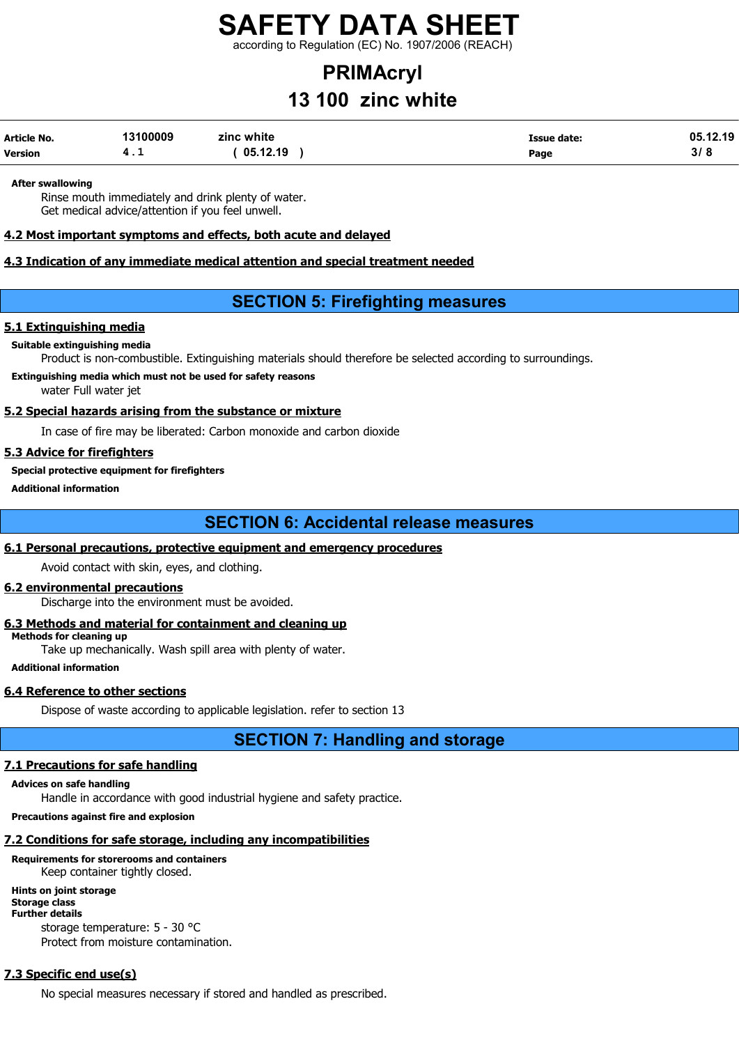**After swallowing**

Rinse mouth immediately and drink plenty of water.
Get medical advice/attention if you feel unwell.

### 4.2 Most important symptoms and effects, both acute and delayed

### 4.3 Indication of any immediate medical attention and special treatment needed

## SECTION 5: Firefighting measures

### 5.1 Extinguishing media

**Suitable extinguishing media**

Product is non-combustible. Extinguishing materials should therefore be selected according to surroundings.

**Extinguishing media which must not be used for safety reasons**

water Full water jet

### 5.2 Special hazards arising from the substance or mixture

In case of fire may be liberated: Carbon monoxide and carbon dioxide

### 5.3 Advice for firefighters

**Special protective equipment for firefighters**

**Additional information**

## SECTION 6: Accidental release measures

### 6.1 Personal precautions, protective equipment and emergency procedures

Avoid contact with skin, eyes, and clothing.

### 6.2 environmental precautions

Discharge into the environment must be avoided.

### 6.3 Methods and material for containment and cleaning up

**Methods for cleaning up**

Take up mechanically. Wash spill area with plenty of water.

**Additional information**

### 6.4 Reference to other sections

Dispose of waste according to applicable legislation. refer to section 13

## SECTION 7: Handling and storage

### 7.1 Precautions for safe handling

**Advices on safe handling**

Handle in accordance with good industrial hygiene and safety practice.

**Precautions against fire and explosion**

### 7.2 Conditions for safe storage, including any incompatibilities

**Requirements for storerooms and containers**

Keep container tightly closed.

**Hints on joint storage**
**Storage class**
**Further details**

storage temperature: 5 - 30 °C
Protect from moisture contamination.

### 7.3 Specific end use(s)

No special measures necessary if stored and handled as prescribed.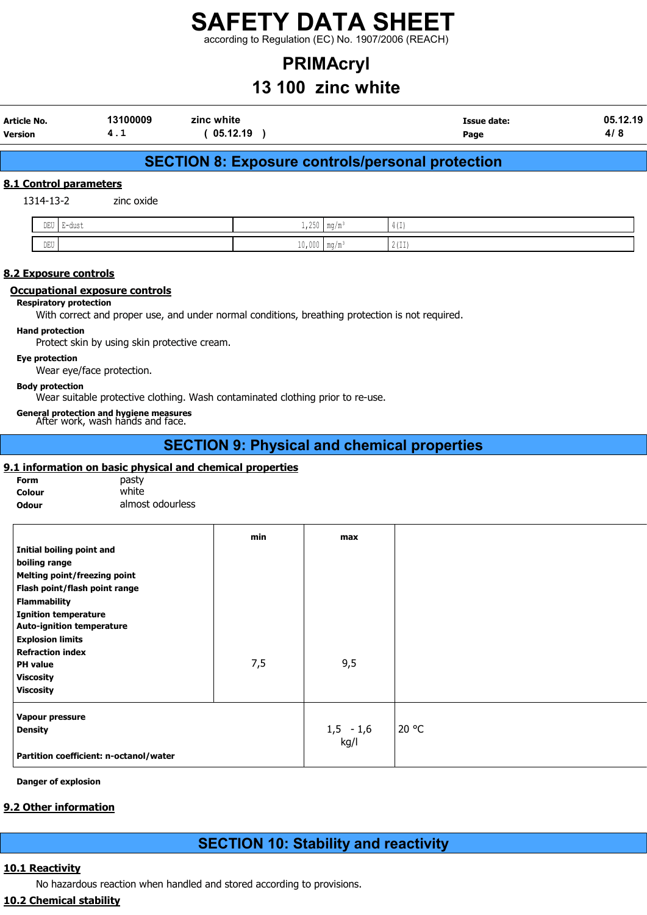# SAFETY DATA SHEET

according to Regulation (EC) No. 1907/2006 (REACH)

## PRIMAcryl

## 13 100 zinc white

| Article No. | 13100009 | zinc white | Issue date: | 05.12.19 |
|---|---|---|---|---|
| Version | 4 . 1 | ( 05.12.19 ) | Page | 4/ 8 |

## SECTION 8: Exposure controls/personal protection

### 8.1 Control parameters

1314-13-2 zinc oxide

| | | | | |
|---|---|---|---|---|
| DEU | E-dust | 1,250 | mg/m³ | 4(I) |
| DEU | | 10,000 | mg/m³ | 2(II) |

### 8.2 Exposure controls

#### Occupational exposure controls

**Respiratory protection**

With correct and proper use, and under normal conditions, breathing protection is not required.

**Hand protection**

Protect skin by using skin protective cream.

**Eye protection**

Wear eye/face protection.

**Body protection**

Wear suitable protective clothing. Wash contaminated clothing prior to re-use.

**General protection and hygiene measures**

After work, wash hands and face.

## SECTION 9: Physical and chemical properties

### 9.1 information on basic physical and chemical properties

**Form** pasty

**Colour** white

**Odour** almost odourless

| | min | max | |
|---|---|---|---|
| **Initial boiling point and boiling range** | | | |
| **Melting point/freezing point** | | | |
| **Flash point/flash point range** | | | |
| **Flammability** | | | |
| **Ignition temperature** | | | |
| **Auto-ignition temperature** | | | |
| **Explosion limits** | | | |
| **Refraction index** | | | |
| **PH value** | 7,5 | 9,5 | |
| **Viscosity** | | | |
| **Viscosity** | | | |
| **Vapour pressure** | | | |
| **Density** | | 1,5 - 1,6 kg/l | 20 °C |
| **Partition coefficient: n-octanol/water** | | | |

**Danger of explosion**

### 9.2 Other information

## SECTION 10: Stability and reactivity

### 10.1 Reactivity

No hazardous reaction when handled and stored according to provisions.

### 10.2 Chemical stability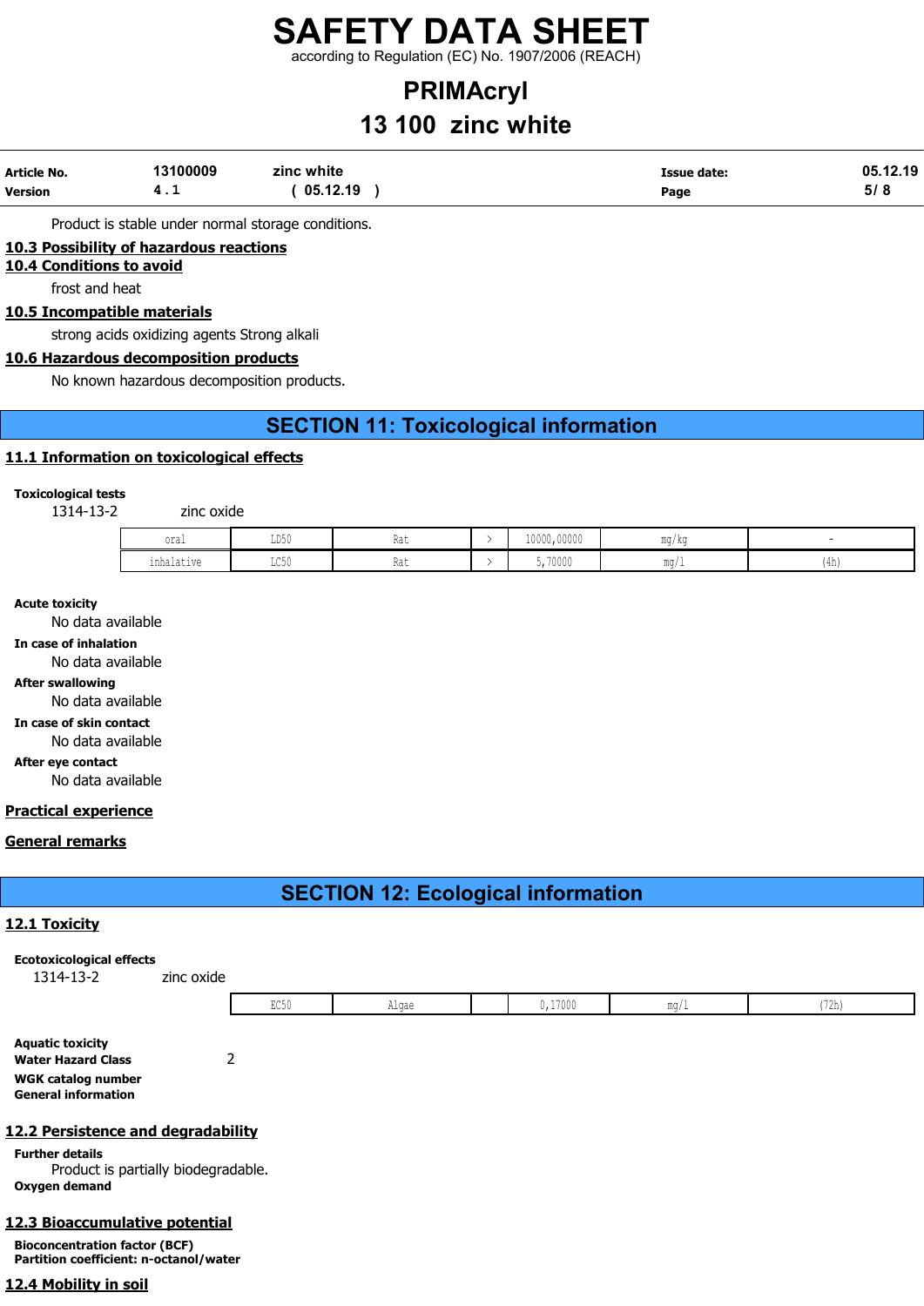Product is stable under normal storage conditions.

## 10.3 Possibility of hazardous reactions

## 10.4 Conditions to avoid

frost and heat

## 10.5 Incompatible materials

strong acids oxidizing agents Strong alkali

## 10.6 Hazardous decomposition products

No known hazardous decomposition products.

# SECTION 11: Toxicological information

## 11.1 Information on toxicological effects

**Toxicological tests**

1314-13-2 zinc oxide

| | | | | | | |
|---|---|---|---|---|---|---|
| oral | LD50 | Rat | > | 10000,00000 | mg/kg | - |
| inhalative | LC50 | Rat | > | 5,70000 | mg/l | (4h) |

**Acute toxicity**

No data available

**In case of inhalation**

No data available

**After swallowing**

No data available

**In case of skin contact**

No data available

**After eye contact**

No data available

## Practical experience

## General remarks

# SECTION 12: Ecological information

## 12.1 Toxicity

**Ecotoxicological effects**

1314-13-2 zinc oxide

| | | | | | |
|---|---|---|---|---|---|
| EC50 | Algae | | 0,17000 | mg/l | (72h) |

**Aquatic toxicity**

**Water Hazard Class** 2

**WGK catalog number**

**General information**

## 12.2 Persistence and degradability

**Further details**

Product is partially biodegradable.

**Oxygen demand**

## 12.3 Bioaccumulative potential

**Bioconcentration factor (BCF)**

**Partition coefficient: n-octanol/water**

## 12.4 Mobility in soil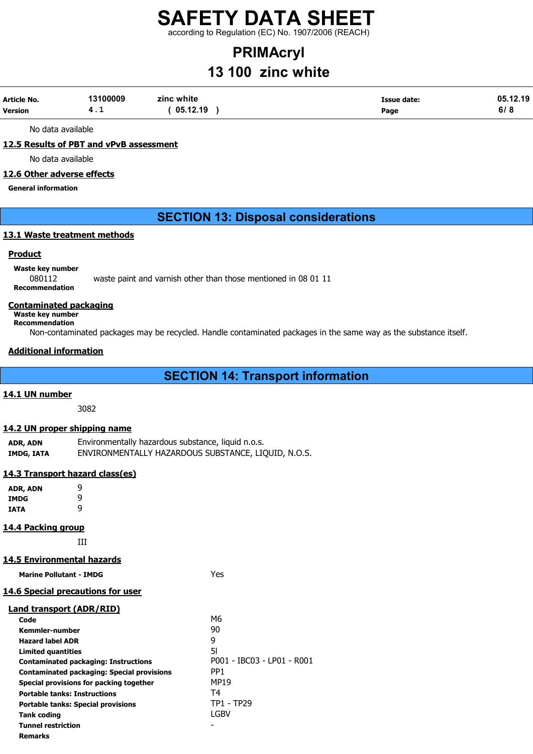No data available

## 12.5 Results of PBT and vPvB assessment

No data available

## 12.6 Other adverse effects

**General information**

# SECTION 13: Disposal considerations

## 13.1 Waste treatment methods

### Product

**Waste key number**

080112 waste paint and varnish other than those mentioned in 08 01 11

**Recommendation**

### Contaminated packaging

**Waste key number**

**Recommendation**

Non-contaminated packages may be recycled. Handle contaminated packages in the same way as the substance itself.

### Additional information

# SECTION 14: Transport information

## 14.1 UN number

3082

## 14.2 UN proper shipping name

| | |
|---|---|
| **ADR, ADN** | Environmentally hazardous substance, liquid n.o.s. |
| **IMDG, IATA** | ENVIRONMENTALLY HAZARDOUS SUBSTANCE, LIQUID, N.O.S. |

## 14.3 Transport hazard class(es)

| | |
|---|---|
| **ADR, ADN** | 9 |
| **IMDG** | 9 |
| **IATA** | 9 |

## 14.4 Packing group

III

## 14.5 Environmental hazards

| | |
|---|---|
| **Marine Pollutant - IMDG** | Yes |

## 14.6 Special precautions for user

### Land transport (ADR/RID)

| | |
|---|---|
| **Code** | M6 |
| **Kemmler-number** | 90 |
| **Hazard label ADR** | 9 |
| **Limited quantities** | 5l |
| **Contaminated packaging: Instructions** | P001 - IBC03 - LP01 - R001 |
| **Contaminated packaging: Special provisions** | PP1 |
| **Special provisions for packing together** | MP19 |
| **Portable tanks: Instructions** | T4 |
| **Portable tanks: Special provisions** | TP1 - TP29 |
| **Tank coding** | LGBV |
| **Tunnel restriction** | - |
| **Remarks** | |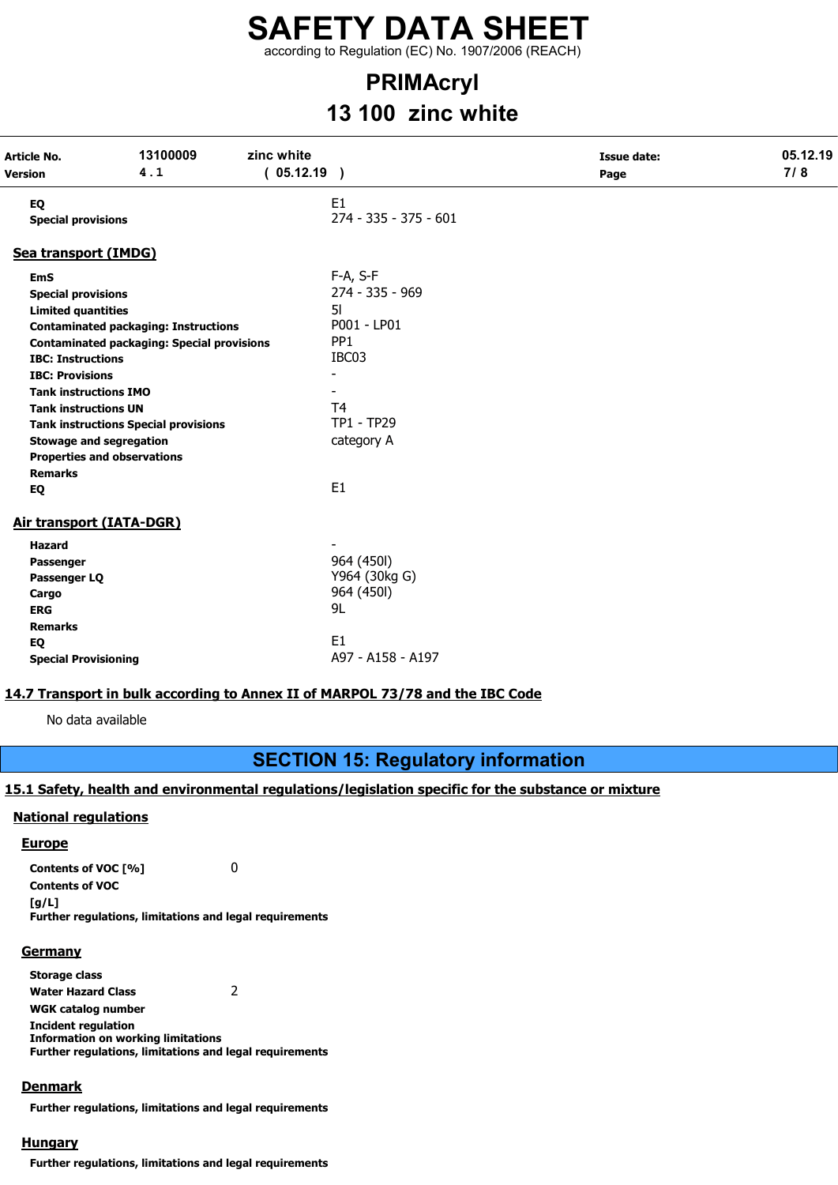| | |
|---|---|
| **EQ** | E1 |
| **Special provisions** | 274 - 335 - 375 - 601 |

## Sea transport (IMDG)

| | |
|---|---|
| **EmS** | F-A, S-F |
| **Special provisions** | 274 - 335 - 969 |
| **Limited quantities** | 5l |
| **Contaminated packaging: Instructions** | P001 - LP01 |
| **Contaminated packaging: Special provisions** | PP1 |
| **IBC: Instructions** | IBC03 |
| **IBC: Provisions** | - |
| **Tank instructions IMO** | - |
| **Tank instructions UN** | T4 |
| **Tank instructions Special provisions** | TP1 - TP29 |
| **Stowage and segregation** | category A |
| **Properties and observations** | |
| **Remarks** | |
| **EQ** | E1 |

## Air transport (IATA-DGR)

| | |
|---|---|
| **Hazard** | - |
| **Passenger** | 964 (450l) |
| **Passenger LQ** | Y964 (30kg G) |
| **Cargo** | 964 (450l) |
| **ERG** | 9L |
| **Remarks** | |
| **EQ** | E1 |
| **Special Provisioning** | A97 - A158 - A197 |

## 14.7 Transport in bulk according to Annex II of MARPOL 73/78 and the IBC Code

No data available

# SECTION 15: Regulatory information

## 15.1 Safety, health and environmental regulations/legislation specific for the substance or mixture

### National regulations

#### Europe

| | |
|---|---|
| **Contents of VOC [%]** | 0 |
| **Contents of VOC [g/L]** | |
| **Further regulations, limitations and legal requirements** | |

#### Germany

| | |
|---|---|
| **Storage class** | |
| **Water Hazard Class** | 2 |
| **WGK catalog number** | |
| **Incident regulation** | |
| **Information on working limitations** | |
| **Further regulations, limitations and legal requirements** | |

#### Denmark

**Further regulations, limitations and legal requirements**

#### Hungary

**Further regulations, limitations and legal requirements**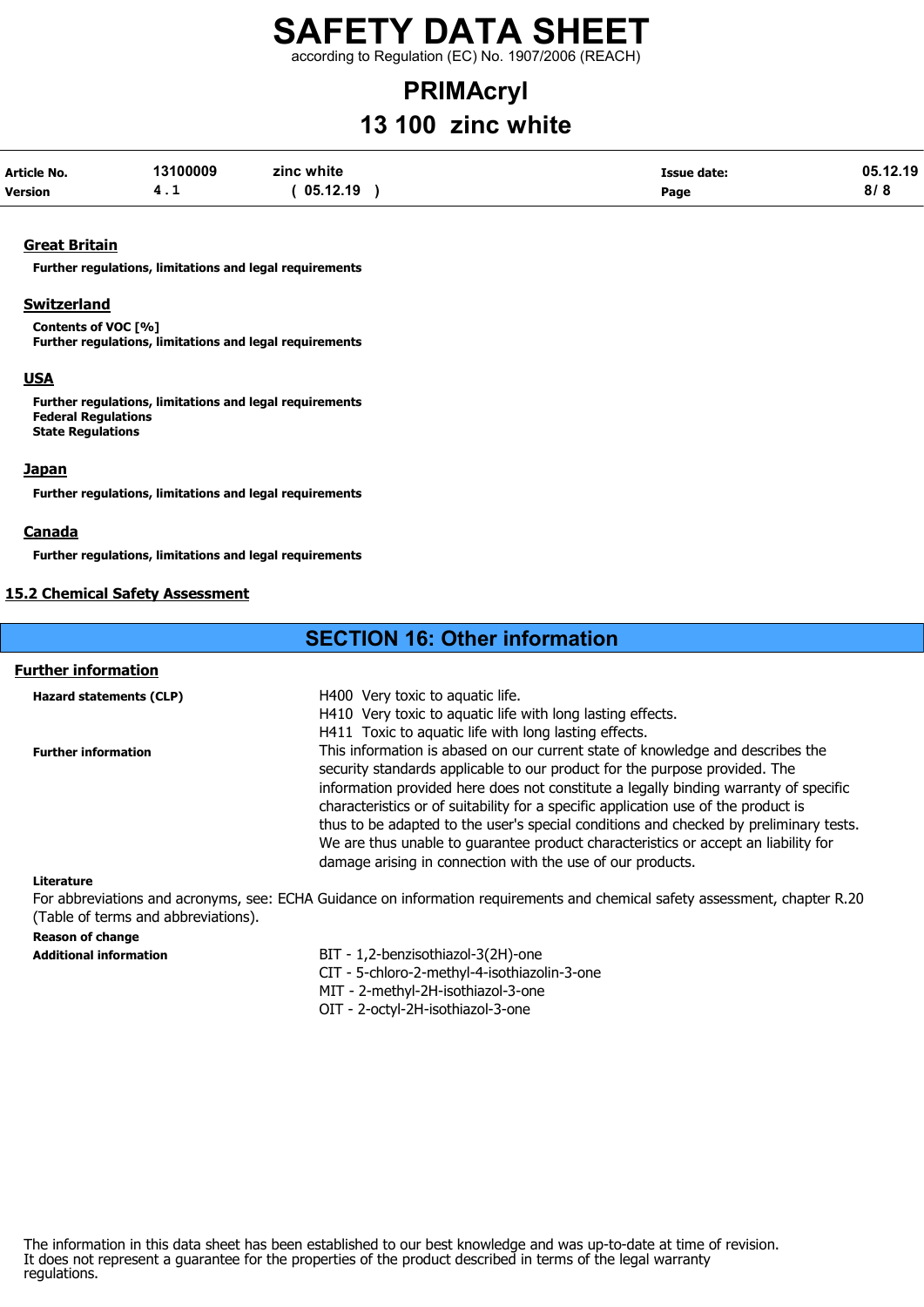## Great Britain

**Further regulations, limitations and legal requirements**

## Switzerland

**Contents of VOC [%]**
**Further regulations, limitations and legal requirements**

## USA

**Further regulations, limitations and legal requirements**
**Federal Regulations**
**State Regulations**

## Japan

**Further regulations, limitations and legal requirements**

## Canada

**Further regulations, limitations and legal requirements**

## 15.2 Chemical Safety Assessment

# SECTION 16: Other information

## Further information

| | |
|---|---|
| **Hazard statements (CLP)** | H400 Very toxic to aquatic life.<br>H410 Very toxic to aquatic life with long lasting effects.<br>H411 Toxic to aquatic life with long lasting effects. |
| **Further information** | This information is abased on our current state of knowledge and describes the security standards applicable to our product for the purpose provided. The information provided here does not constitute a legally binding warranty of specific characteristics or of suitability for a specific application use of the product is thus to be adapted to the user's special conditions and checked by preliminary tests. We are thus unable to guarantee product characteristics or accept an liability for damage arising in connection with the use of our products. |

**Literature**

For abbreviations and acronyms, see: ECHA Guidance on information requirements and chemical safety assessment, chapter R.20 (Table of terms and abbreviations).

**Reason of change**

| | |
|---|---|
| **Additional information** | BIT - 1,2-benzisothiazol-3(2H)-one<br>CIT - 5-chloro-2-methyl-4-isothiazolin-3-one<br>MIT - 2-methyl-2H-isothiazol-3-one<br>OIT - 2-octyl-2H-isothiazol-3-one |

The information in this data sheet has been established to our best knowledge and was up-to-date at time of revision. It does not represent a guarantee for the properties of the product described in terms of the legal warranty regulations.